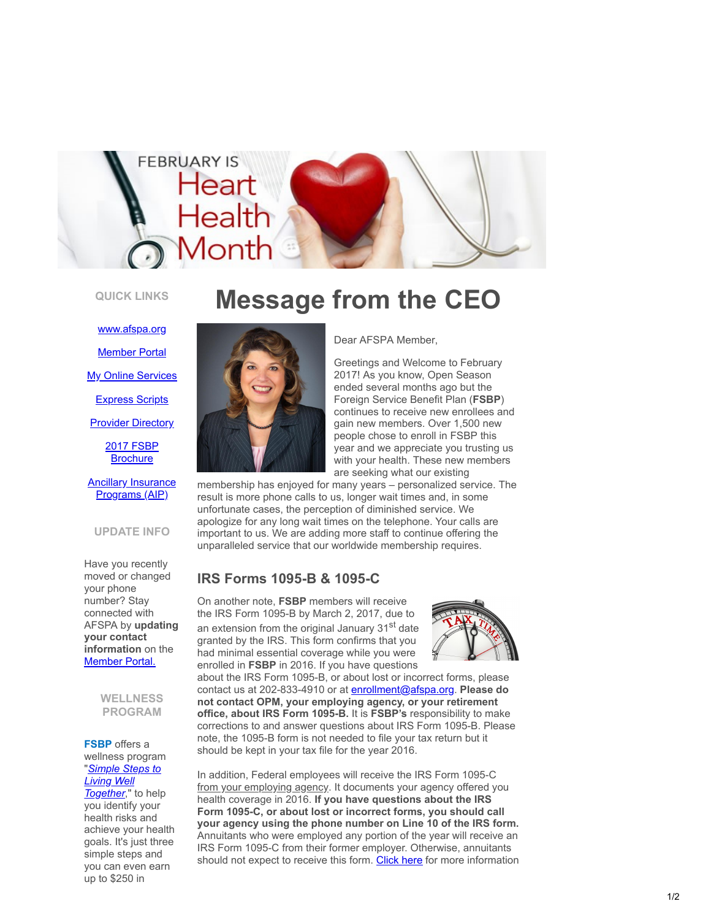FEBRUARY IS Heart Health Month

# Message from the CEO

Dear AFSPA Member,

Greetings and Welcome to February 2017! As you know, Open Season ended several months ago but the Foreign Service Benefit Plan (**FSBP**) continues to receive new enrollees and gain new members. Over 1,500 new people chose to enroll in FSBP this year and we appreciate you trusting us with your health. These new members are seeking what our existing membership has enjoyed for many years – personalized service. The result is more phone calls to us, longer wait times and, in some unfortunate cases, the perception of diminished service. We apologize for any long wait times on the telephone. Your calls are important to us. We are adding more staff to continue offering the unparalleled service that our worldwide membership requires.

## IRS Forms 1095-B & 1095-C

On another note, **FSBP** members will receive the IRS Form 1095-B by March 2, 2017, due to an extension from the original January 31st date granted by the IRS. This form confirms that you had minimal essential coverage while you were enrolled in **FSBP** in 2016. If you have questions about the IRS Form 1095-B, or about lost or incorrect forms, please contact us at 202-833-4910 or at enrollment@afspa.org. **Please do not contact OPM, your employing agency, or your retirement office, about IRS Form 1095-B.** It is **FSBP's** responsibility to make corrections to and answer questions about IRS Form 1095-B. Please note, the 1095-B form is not needed to file your tax return but it should be kept in your tax file for the year 2016.

In addition, Federal employees will receive the IRS Form 1095-C from your employing agency. It documents your agency offered you health coverage in 2016. **If you have questions about the IRS Form 1095-C, or about lost or incorrect forms, you should call your agency using the phone number on Line 10 of the IRS form.** Annuitants who were employed any portion of the year will receive an IRS Form 1095-C from their former employer. Otherwise, annuitants should not expect to receive this form. Click here for more information

### QUICK LINKS

- www.afspa.org
- Member Portal
- My Online Services
- Express Scripts
- Provider Directory
- 2017 FSBP Brochure
- Ancillary Insurance Programs (AIP)

### UPDATE INFO

Have you recently moved or changed your phone number? Stay connected with AFSPA by **updating your contact information** on the Member Portal.

### WELLNESS PROGRAM

**FSBP** offers a wellness program "*Simple Steps to Living Well Together*," to help you identify your health risks and achieve your health goals. It's just three simple steps and you can even earn up to $250 in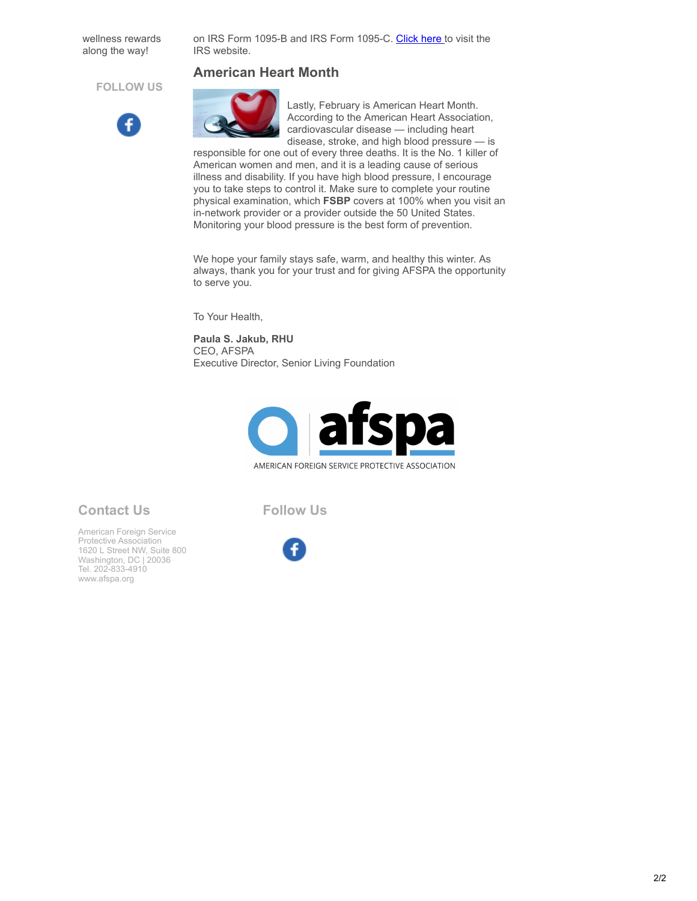wellness rewards along the way!

FOLLOW US

on IRS Form 1095-B and IRS Form 1095-C. Click here to visit the IRS website.

## American Heart Month

Lastly, February is American Heart Month. According to the American Heart Association, cardiovascular disease — including heart disease, stroke, and high blood pressure — is responsible for one out of every three deaths. It is the No. 1 killer of American women and men, and it is a leading cause of serious illness and disability. If you have high blood pressure, I encourage you to take steps to control it. Make sure to complete your routine physical examination, which **FSBP** covers at 100% when you visit an in-network provider or a provider outside the 50 United States. Monitoring your blood pressure is the best form of prevention.

We hope your family stays safe, warm, and healthy this winter. As always, thank you for your trust and for giving AFSPA the opportunity to serve you.

To Your Health,

**Paula S. Jakub, RHU**
CEO, AFSPA
Executive Director, Senior Living Foundation

afspa
AMERICAN FOREIGN SERVICE PROTECTIVE ASSOCIATION

## Contact Us

American Foreign Service Protective Association
1620 L Street NW, Suite 800
Washington, DC | 20036
Tel. 202-833-4910
www.afspa.org

## Follow Us